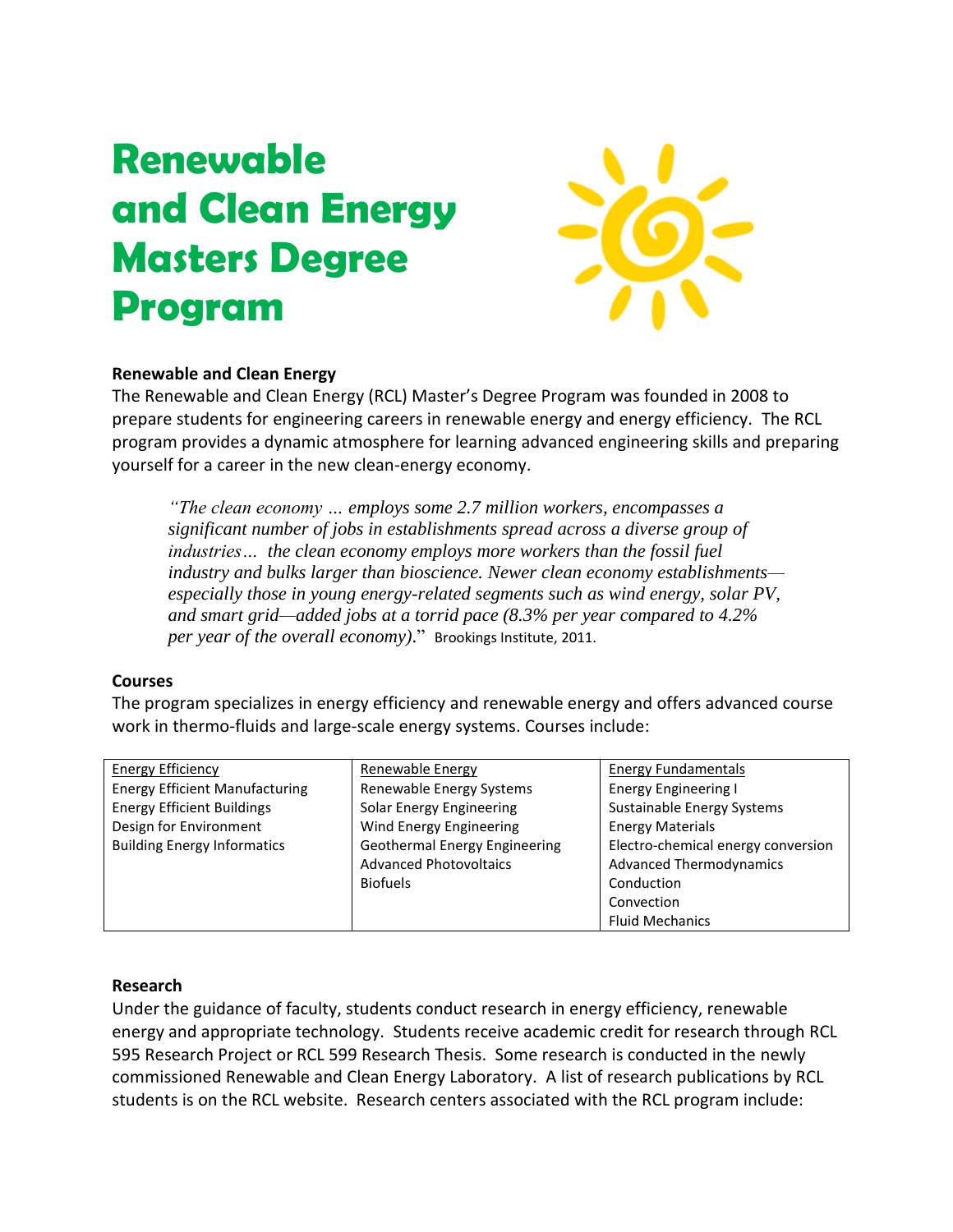# Renewable and Clean Energy Masters Degree Program

## Renewable and Clean Energy

The Renewable and Clean Energy (RCL) Master's Degree Program was founded in 2008 to prepare students for engineering careers in renewable energy and energy efficiency. The RCL program provides a dynamic atmosphere for learning advanced engineering skills and preparing yourself for a career in the new clean-energy economy.

> *"The clean economy … employs some 2.7 million workers, encompasses a significant number of jobs in establishments spread across a diverse group of industries… the clean economy employs more workers than the fossil fuel industry and bulks larger than bioscience. Newer clean economy establishments—especially those in young energy-related segments such as wind energy, solar PV, and smart grid—added jobs at a torrid pace (8.3% per year compared to 4.2% per year of the overall economy).*" Brookings Institute, 2011.

## Courses

The program specializes in energy efficiency and renewable energy and offers advanced course work in thermo-fluids and large-scale energy systems. Courses include:

| Energy Efficiency | Renewable Energy | Energy Fundamentals |
|---|---|---|
| Energy Efficient Manufacturing | Renewable Energy Systems | Energy Engineering I |
| Energy Efficient Buildings | Solar Energy Engineering | Sustainable Energy Systems |
| Design for Environment | Wind Energy Engineering | Energy Materials |
| Building Energy Informatics | Geothermal Energy Engineering | Electro-chemical energy conversion |
| | Advanced Photovoltaics | Advanced Thermodynamics |
| | Biofuels | Conduction |
| | | Convection |
| | | Fluid Mechanics |

## Research

Under the guidance of faculty, students conduct research in energy efficiency, renewable energy and appropriate technology. Students receive academic credit for research through RCL 595 Research Project or RCL 599 Research Thesis. Some research is conducted in the newly commissioned Renewable and Clean Energy Laboratory. A list of research publications by RCL students is on the RCL website. Research centers associated with the RCL program include: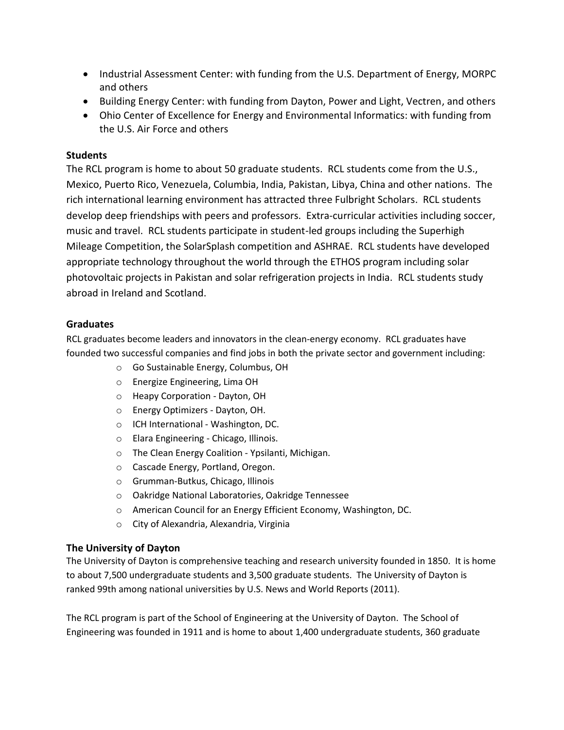- Industrial Assessment Center: with funding from the U.S. Department of Energy, MORPC and others
- Building Energy Center: with funding from Dayton, Power and Light, Vectren, and others
- Ohio Center of Excellence for Energy and Environmental Informatics: with funding from the U.S. Air Force and others

**Students**

The RCL program is home to about 50 graduate students. RCL students come from the U.S., Mexico, Puerto Rico, Venezuela, Columbia, India, Pakistan, Libya, China and other nations. The rich international learning environment has attracted three Fulbright Scholars. RCL students develop deep friendships with peers and professors. Extra-curricular activities including soccer, music and travel. RCL students participate in student-led groups including the Superhigh Mileage Competition, the SolarSplash competition and ASHRAE. RCL students have developed appropriate technology throughout the world through the ETHOS program including solar photovoltaic projects in Pakistan and solar refrigeration projects in India. RCL students study abroad in Ireland and Scotland.

**Graduates**

RCL graduates become leaders and innovators in the clean-energy economy. RCL graduates have founded two successful companies and find jobs in both the private sector and government including:

- Go Sustainable Energy, Columbus, OH
- Energize Engineering, Lima OH
- Heapy Corporation - Dayton, OH
- Energy Optimizers - Dayton, OH.
- ICH International - Washington, DC.
- Elara Engineering - Chicago, Illinois.
- The Clean Energy Coalition - Ypsilanti, Michigan.
- Cascade Energy, Portland, Oregon.
- Grumman-Butkus, Chicago, Illinois
- Oakridge National Laboratories, Oakridge Tennessee
- American Council for an Energy Efficient Economy, Washington, DC.
- City of Alexandria, Alexandria, Virginia

**The University of Dayton**

The University of Dayton is comprehensive teaching and research university founded in 1850. It is home to about 7,500 undergraduate students and 3,500 graduate students. The University of Dayton is ranked 99th among national universities by U.S. News and World Reports (2011).

The RCL program is part of the School of Engineering at the University of Dayton. The School of Engineering was founded in 1911 and is home to about 1,400 undergraduate students, 360 graduate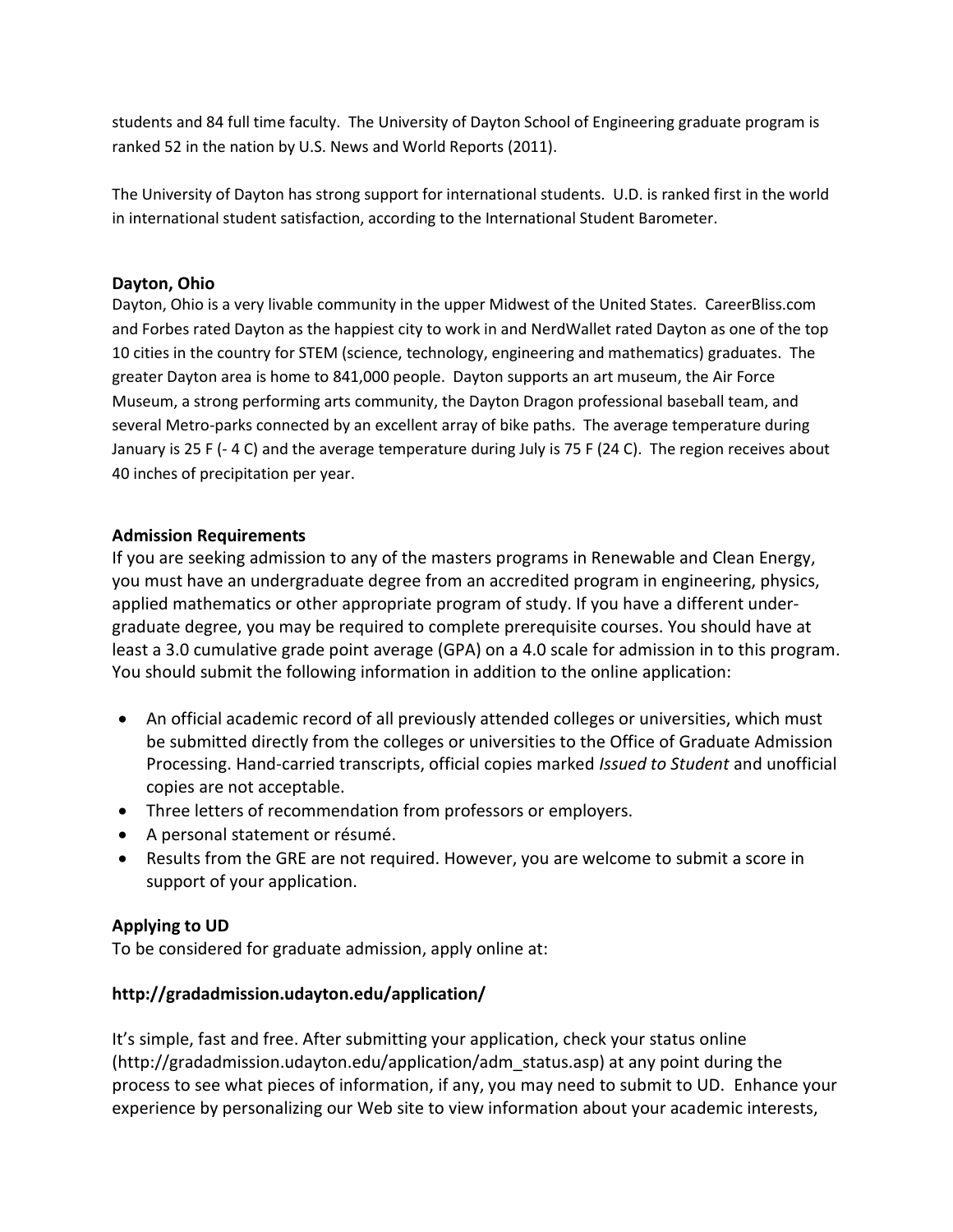students and 84 full time faculty. The University of Dayton School of Engineering graduate program is ranked 52 in the nation by U.S. News and World Reports (2011).

The University of Dayton has strong support for international students. U.D. is ranked first in the world in international student satisfaction, according to the International Student Barometer.

### Dayton, Ohio

Dayton, Ohio is a very livable community in the upper Midwest of the United States. CareerBliss.com and Forbes rated Dayton as the happiest city to work in and NerdWallet rated Dayton as one of the top 10 cities in the country for STEM (science, technology, engineering and mathematics) graduates. The greater Dayton area is home to 841,000 people. Dayton supports an art museum, the Air Force Museum, a strong performing arts community, the Dayton Dragon professional baseball team, and several Metro-parks connected by an excellent array of bike paths. The average temperature during January is 25 F (- 4 C) and the average temperature during July is 75 F (24 C). The region receives about 40 inches of precipitation per year.

### Admission Requirements

If you are seeking admission to any of the masters programs in Renewable and Clean Energy, you must have an undergraduate degree from an accredited program in engineering, physics, applied mathematics or other appropriate program of study. If you have a different under-graduate degree, you may be required to complete prerequisite courses. You should have at least a 3.0 cumulative grade point average (GPA) on a 4.0 scale for admission in to this program. You should submit the following information in addition to the online application:

- An official academic record of all previously attended colleges or universities, which must be submitted directly from the colleges or universities to the Office of Graduate Admission Processing. Hand-carried transcripts, official copies marked *Issued to Student* and unofficial copies are not acceptable.
- Three letters of recommendation from professors or employers.
- A personal statement or résumé.
- Results from the GRE are not required. However, you are welcome to submit a score in support of your application.

### Applying to UD

To be considered for graduate admission, apply online at:

**http://gradadmission.udayton.edu/application/**

It's simple, fast and free. After submitting your application, check your status online (http://gradadmission.udayton.edu/application/adm_status.asp) at any point during the process to see what pieces of information, if any, you may need to submit to UD. Enhance your experience by personalizing our Web site to view information about your academic interests,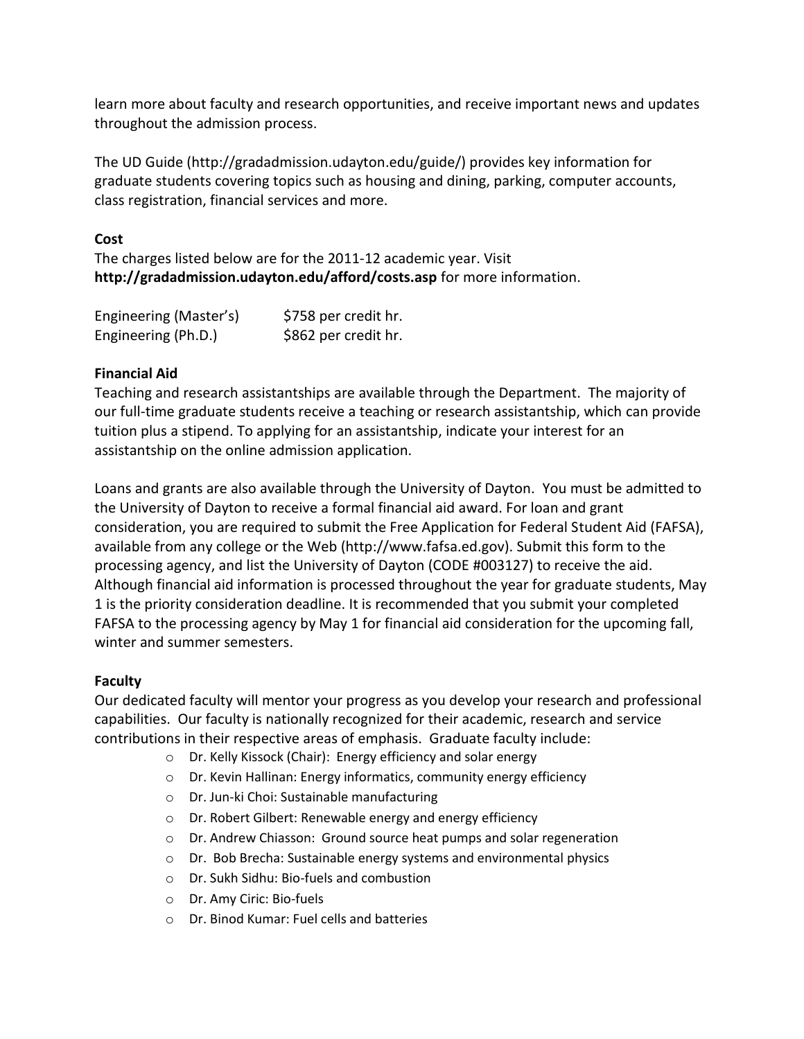learn more about faculty and research opportunities, and receive important news and updates throughout the admission process.

The UD Guide (http://gradadmission.udayton.edu/guide/) provides key information for graduate students covering topics such as housing and dining, parking, computer accounts, class registration, financial services and more.

**Cost**

The charges listed below are for the 2011-12 academic year. Visit **http://gradadmission.udayton.edu/afford/costs.asp** for more information.

| | |
|---|---|
| Engineering (Master's) | $758 per credit hr. |
| Engineering (Ph.D.) | $862 per credit hr. |

**Financial Aid**

Teaching and research assistantships are available through the Department. The majority of our full-time graduate students receive a teaching or research assistantship, which can provide tuition plus a stipend. To applying for an assistantship, indicate your interest for an assistantship on the online admission application.

Loans and grants are also available through the University of Dayton. You must be admitted to the University of Dayton to receive a formal financial aid award. For loan and grant consideration, you are required to submit the Free Application for Federal Student Aid (FAFSA), available from any college or the Web (http://www.fafsa.ed.gov). Submit this form to the processing agency, and list the University of Dayton (CODE #003127) to receive the aid. Although financial aid information is processed throughout the year for graduate students, May 1 is the priority consideration deadline. It is recommended that you submit your completed FAFSA to the processing agency by May 1 for financial aid consideration for the upcoming fall, winter and summer semesters.

**Faculty**

Our dedicated faculty will mentor your progress as you develop your research and professional capabilities. Our faculty is nationally recognized for their academic, research and service contributions in their respective areas of emphasis. Graduate faculty include:

- Dr. Kelly Kissock (Chair): Energy efficiency and solar energy
- Dr. Kevin Hallinan: Energy informatics, community energy efficiency
- Dr. Jun-ki Choi: Sustainable manufacturing
- Dr. Robert Gilbert: Renewable energy and energy efficiency
- Dr. Andrew Chiasson: Ground source heat pumps and solar regeneration
- Dr. Bob Brecha: Sustainable energy systems and environmental physics
- Dr. Sukh Sidhu: Bio-fuels and combustion
- Dr. Amy Ciric: Bio-fuels
- Dr. Binod Kumar: Fuel cells and batteries